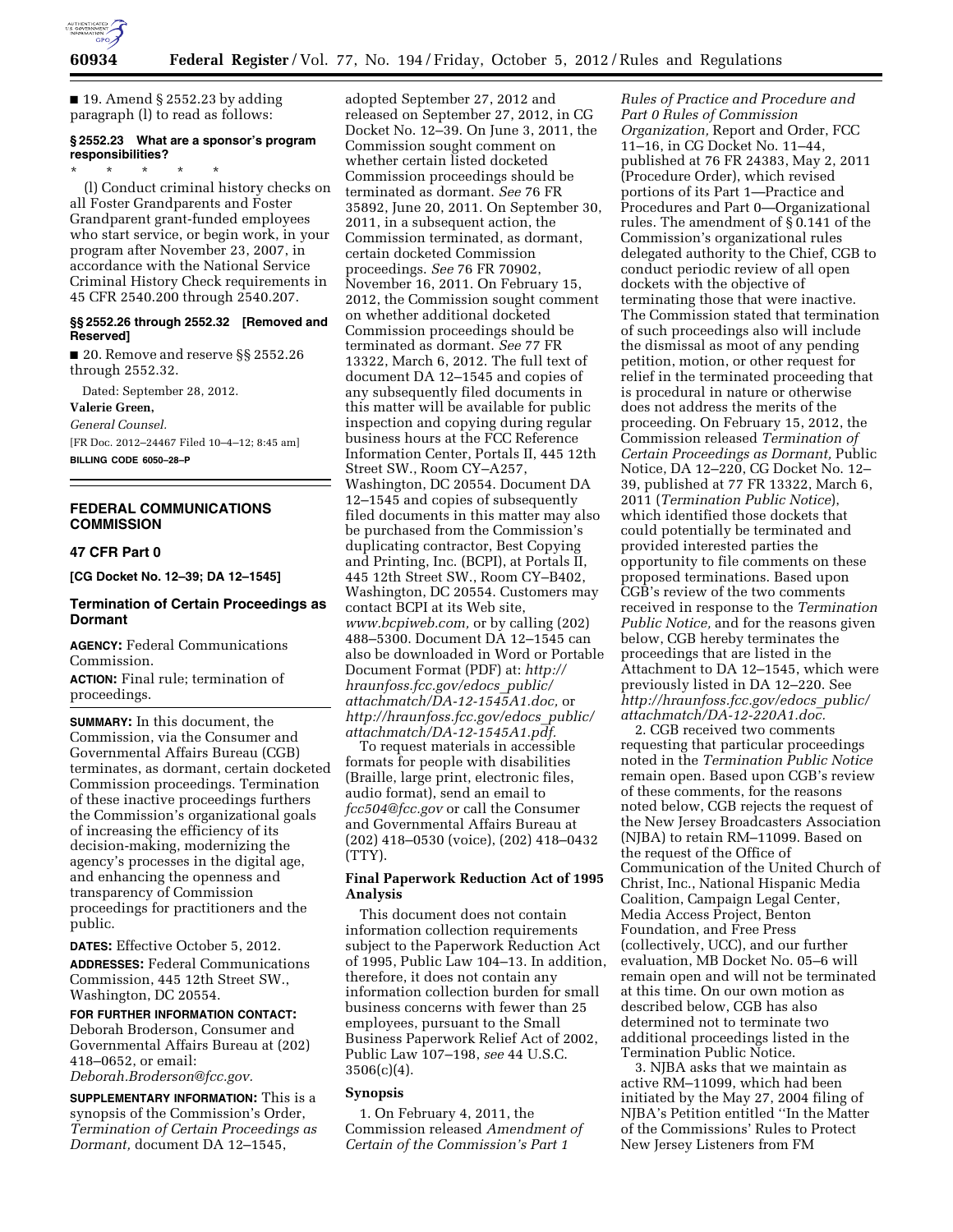■ 19. Amend § 2552.23 by adding paragraph (l) to read as follows:

**§ 2552.23 What are a sponsor's program responsibilities?**

\* \* \* \* \*

(l) Conduct criminal history checks on all Foster Grandparents and Foster Grandparent grant-funded employees who start service, or begin work, in your program after November 23, 2007, in accordance with the National Service Criminal History Check requirements in 45 CFR 2540.200 through 2540.207.

**§§ 2552.26 through 2552.32 [Removed and Reserved]**

■ 20. Remove and reserve §§ 2552.26 through 2552.32.

Dated: September 28, 2012.

**Valerie Green,**

*General Counsel.*

[FR Doc. 2012–24467 Filed 10–4–12; 8:45 am]

**BILLING CODE 6050–28–P**

---

## FEDERAL COMMUNICATIONS COMMISSION

### 47 CFR Part 0

**[CG Docket No. 12–39; DA 12–1545]**

### Termination of Certain Proceedings as Dormant

**AGENCY:** Federal Communications Commission.

**ACTION:** Final rule; termination of proceedings.

**SUMMARY:** In this document, the Commission, via the Consumer and Governmental Affairs Bureau (CGB) terminates, as dormant, certain docketed Commission proceedings. Termination of these inactive proceedings furthers the Commission's organizational goals of increasing the efficiency of its decision-making, modernizing the agency's processes in the digital age, and enhancing the openness and transparency of Commission proceedings for practitioners and the public.

**DATES:** Effective October 5, 2012.

**ADDRESSES:** Federal Communications Commission, 445 12th Street SW., Washington, DC 20554.

**FOR FURTHER INFORMATION CONTACT:** Deborah Broderson, Consumer and Governmental Affairs Bureau at (202) 418–0652, or email: *Deborah.Broderson@fcc.gov.*

**SUPPLEMENTARY INFORMATION:** This is a synopsis of the Commission's Order, *Termination of Certain Proceedings as Dormant,* document DA 12–1545, adopted September 27, 2012 and released on September 27, 2012, in CG Docket No. 12–39. On June 3, 2011, the Commission sought comment on whether certain listed docketed Commission proceedings should be terminated as dormant. *See* 76 FR 35892, June 20, 2011. On September 30, 2011, in a subsequent action, the Commission terminated, as dormant, certain docketed Commission proceedings. *See* 76 FR 70902, November 16, 2011. On February 15, 2012, the Commission sought comment on whether additional docketed Commission proceedings should be terminated as dormant. *See* 77 FR 13322, March 6, 2012. The full text of document DA 12–1545 and copies of any subsequently filed documents in this matter will be available for public inspection and copying during regular business hours at the FCC Reference Information Center, Portals II, 445 12th Street SW., Room CY–A257, Washington, DC 20554. Document DA 12–1545 and copies of subsequently filed documents in this matter may also be purchased from the Commission's duplicating contractor, Best Copying and Printing, Inc. (BCPI), at Portals II, 445 12th Street SW., Room CY–B402, Washington, DC 20554. Customers may contact BCPI at its Web site, *www.bcpiweb.com,* or by calling (202) 488–5300. Document DA 12–1545 can also be downloaded in Word or Portable Document Format (PDF) at: *http://hraunfoss.fcc.gov/edocs_public/attachmatch/DA-12-1545A1.doc,* or *http://hraunfoss.fcc.gov/edocs_public/attachmatch/DA-12-1545A1.pdf.*

To request materials in accessible formats for people with disabilities (Braille, large print, electronic files, audio format), send an email to *fcc504@fcc.gov* or call the Consumer and Governmental Affairs Bureau at (202) 418–0530 (voice), (202) 418–0432 (TTY).

#### Final Paperwork Reduction Act of 1995 Analysis

This document does not contain information collection requirements subject to the Paperwork Reduction Act of 1995, Public Law 104–13. In addition, therefore, it does not contain any information collection burden for small business concerns with fewer than 25 employees, pursuant to the Small Business Paperwork Relief Act of 2002, Public Law 107–198, *see* 44 U.S.C. 3506(c)(4).

#### Synopsis

1. On February 4, 2011, the Commission released *Amendment of Certain of the Commission's Part 1 Rules of Practice and Procedure and Part 0 Rules of Commission Organization,* Report and Order, FCC 11–16, in CG Docket No. 11–44, published at 76 FR 24383, May 2, 2011 (Procedure Order), which revised portions of its Part 1—Practice and Procedures and Part 0—Organizational rules. The amendment of § 0.141 of the Commission's organizational rules delegated authority to the Chief, CGB to conduct periodic review of all open dockets with the objective of terminating those that were inactive. The Commission stated that termination of such proceedings also will include the dismissal as moot of any pending petition, motion, or other request for relief in the terminated proceeding that is procedural in nature or otherwise does not address the merits of the proceeding. On February 15, 2012, the Commission released *Termination of Certain Proceedings as Dormant,* Public Notice, DA 12–220, CG Docket No. 12–39, published at 77 FR 13322, March 6, 2011 (*Termination Public Notice*), which identified those dockets that could potentially be terminated and provided interested parties the opportunity to file comments on these proposed terminations. Based upon CGB's review of the two comments received in response to the *Termination Public Notice,* and for the reasons given below, CGB hereby terminates the proceedings that are listed in the Attachment to DA 12–1545, which were previously listed in DA 12–220. See *http://hraunfoss.fcc.gov/edocs_public/attachmatch/DA-12-220A1.doc.*

2. CGB received two comments requesting that particular proceedings noted in the *Termination Public Notice* remain open. Based upon CGB's review of these comments, for the reasons noted below, CGB rejects the request of the New Jersey Broadcasters Association (NJBA) to retain RM–11099. Based on the request of the Office of Communication of the United Church of Christ, Inc., National Hispanic Media Coalition, Campaign Legal Center, Media Access Project, Benton Foundation, and Free Press (collectively, UCC), and our further evaluation, MB Docket No. 05–6 will remain open and will not be terminated at this time. On our own motion as described below, CGB has also determined not to terminate two additional proceedings listed in the Termination Public Notice.

3. NJBA asks that we maintain as active RM–11099, which had been initiated by the May 27, 2004 filing of NJBA's Petition entitled ''In the Matter of the Commissions' Rules to Protect New Jersey Listeners from FM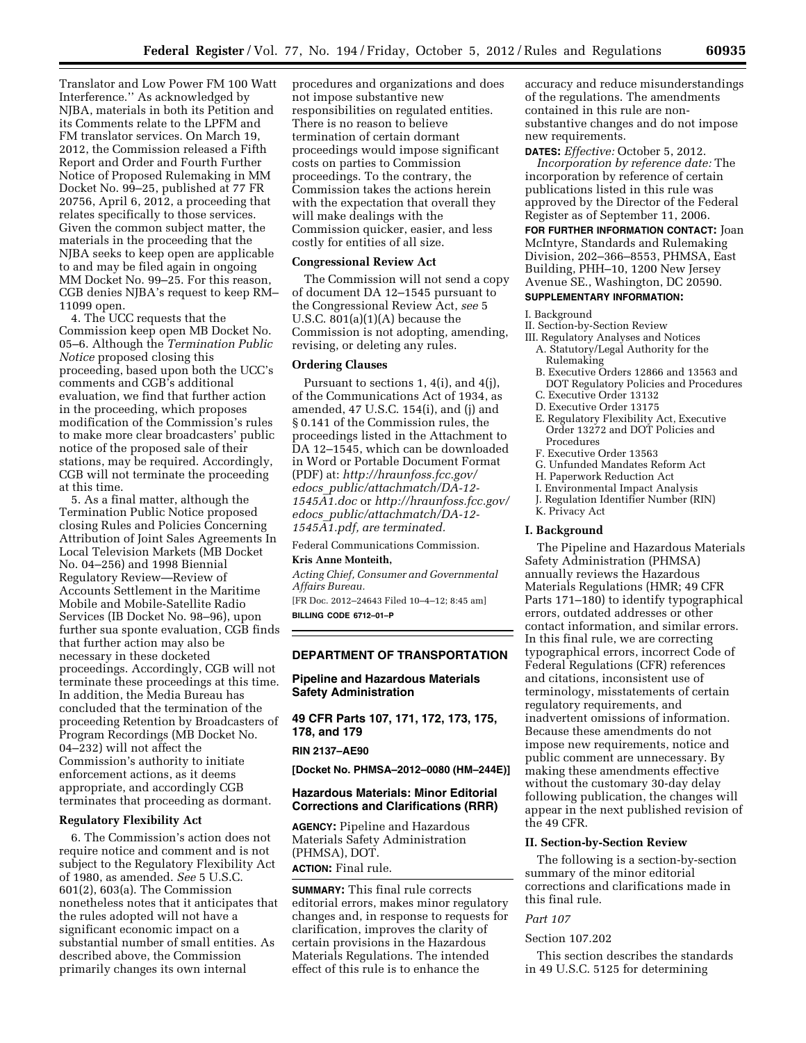Translator and Low Power FM 100 Watt Interference.'' As acknowledged by NJBA, materials in both its Petition and its Comments relate to the LPFM and FM translator services. On March 19, 2012, the Commission released a Fifth Report and Order and Fourth Further Notice of Proposed Rulemaking in MM Docket No. 99–25, published at 77 FR 20756, April 6, 2012, a proceeding that relates specifically to those services. Given the common subject matter, the materials in the proceeding that the NJBA seeks to keep open are applicable to and may be filed again in ongoing MM Docket No. 99–25. For this reason, CGB denies NJBA's request to keep RM–11099 open.

4. The UCC requests that the Commission keep open MB Docket No. 05–6. Although the *Termination Public Notice* proposed closing this proceeding, based upon both the UCC's comments and CGB's additional evaluation, we find that further action in the proceeding, which proposes modification of the Commission's rules to make more clear broadcasters' public notice of the proposed sale of their stations, may be required. Accordingly, CGB will not terminate the proceeding at this time.

5. As a final matter, although the Termination Public Notice proposed closing Rules and Policies Concerning Attribution of Joint Sales Agreements In Local Television Markets (MB Docket No. 04–256) and 1998 Biennial Regulatory Review—Review of Accounts Settlement in the Maritime Mobile and Mobile-Satellite Radio Services (IB Docket No. 98–96), upon further sua sponte evaluation, CGB finds that further action may also be necessary in these docketed proceedings. Accordingly, CGB will not terminate these proceedings at this time. In addition, the Media Bureau has concluded that the termination of the proceeding Retention by Broadcasters of Program Recordings (MB Docket No. 04–232) will not affect the Commission's authority to initiate enforcement actions, as it deems appropriate, and accordingly CGB terminates that proceeding as dormant.

**Regulatory Flexibility Act**

6. The Commission's action does not require notice and comment and is not subject to the Regulatory Flexibility Act of 1980, as amended. *See* 5 U.S.C. 601(2), 603(a). The Commission nonetheless notes that it anticipates that the rules adopted will not have a significant economic impact on a substantial number of small entities. As described above, the Commission primarily changes its own internal procedures and organizations and does not impose substantive new responsibilities on regulated entities. There is no reason to believe termination of certain dormant proceedings would impose significant costs on parties to Commission proceedings. To the contrary, the Commission takes the actions herein with the expectation that overall they will make dealings with the Commission quicker, easier, and less costly for entities of all size.

**Congressional Review Act**

The Commission will not send a copy of document DA 12–1545 pursuant to the Congressional Review Act, *see* 5 U.S.C. 801(a)(1)(A) because the Commission is not adopting, amending, revising, or deleting any rules.

**Ordering Clauses**

Pursuant to sections 1, 4(i), and 4(j), of the Communications Act of 1934, as amended, 47 U.S.C. 154(i), and (j) and § 0.141 of the Commission rules, the proceedings listed in the Attachment to DA 12–1545, which can be downloaded in Word or Portable Document Format (PDF) at: *http://hraunfoss.fcc.gov/edocs_public/attachmatch/DA-12-1545A1.doc* or *http://hraunfoss.fcc.gov/edocs_public/attachmatch/DA-12-1545A1.pdf, are terminated.*

Federal Communications Commission.

**Kris Anne Monteith,**

*Acting Chief, Consumer and Governmental Affairs Bureau.*

[FR Doc. 2012–24643 Filed 10–4–12; 8:45 am]

**BILLING CODE 6712–01–P**

## DEPARTMENT OF TRANSPORTATION

### Pipeline and Hazardous Materials Safety Administration

### 49 CFR Parts 107, 171, 172, 173, 175, 178, and 179

**RIN 2137–AE90**

**[Docket No. PHMSA–2012–0080 (HM–244E)]**

### Hazardous Materials: Minor Editorial Corrections and Clarifications (RRR)

**AGENCY:** Pipeline and Hazardous Materials Safety Administration (PHMSA), DOT.

**ACTION:** Final rule.

**SUMMARY:** This final rule corrects editorial errors, makes minor regulatory changes and, in response to requests for clarification, improves the clarity of certain provisions in the Hazardous Materials Regulations. The intended effect of this rule is to enhance the accuracy and reduce misunderstandings of the regulations. The amendments contained in this rule are non-substantive changes and do not impose new requirements.

**DATES:** *Effective:* October 5, 2012.

*Incorporation by reference date:* The incorporation by reference of certain publications listed in this rule was approved by the Director of the Federal Register as of September 11, 2006.

**FOR FURTHER INFORMATION CONTACT:** Joan McIntyre, Standards and Rulemaking Division, 202–366–8553, PHMSA, East Building, PHH–10, 1200 New Jersey Avenue SE., Washington, DC 20590.

**SUPPLEMENTARY INFORMATION:**

I. Background
II. Section-by-Section Review
III. Regulatory Analyses and Notices
 A. Statutory/Legal Authority for the Rulemaking
 B. Executive Orders 12866 and 13563 and DOT Regulatory Policies and Procedures
 C. Executive Order 13132
 D. Executive Order 13175
 E. Regulatory Flexibility Act, Executive Order 13272 and DOT Policies and Procedures
 F. Executive Order 13563
 G. Unfunded Mandates Reform Act
 H. Paperwork Reduction Act
 I. Environmental Impact Analysis
 J. Regulation Identifier Number (RIN)
 K. Privacy Act

**I. Background**

The Pipeline and Hazardous Materials Safety Administration (PHMSA) annually reviews the Hazardous Materials Regulations (HMR; 49 CFR Parts 171–180) to identify typographical errors, outdated addresses or other contact information, and similar errors. In this final rule, we are correcting typographical errors, incorrect Code of Federal Regulations (CFR) references and citations, inconsistent use of terminology, misstatements of certain regulatory requirements, and inadvertent omissions of information. Because these amendments do not impose new requirements, notice and public comment are unnecessary. By making these amendments effective without the customary 30-day delay following publication, the changes will appear in the next published revision of the 49 CFR.

**II. Section-by-Section Review**

The following is a section-by-section summary of the minor editorial corrections and clarifications made in this final rule.

*Part 107*

Section 107.202

This section describes the standards in 49 U.S.C. 5125 for determining